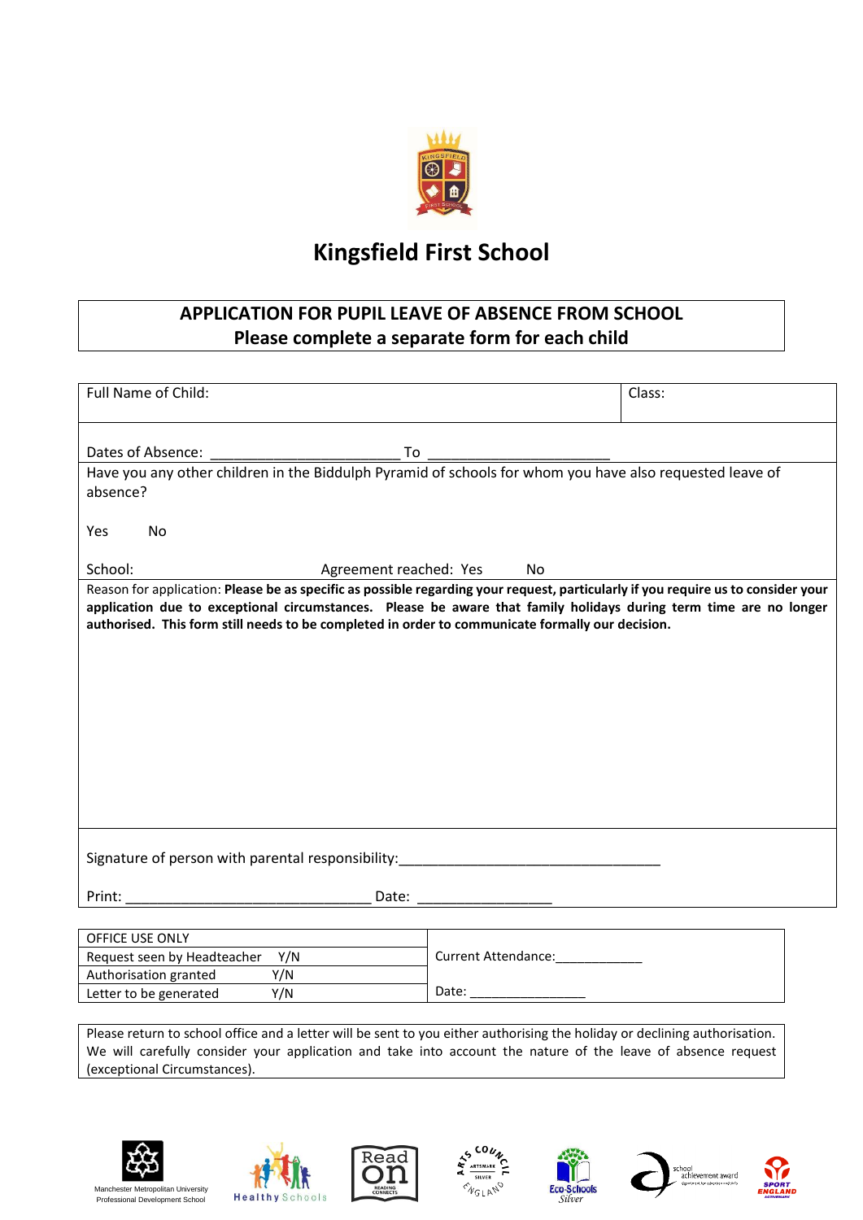# Kingsfield First School

## APPLICATION FOR PUPIL LEAVE OF ABSENCE FROM SCHOOL
## Please complete a separate form for each child

| | |
|---|---|
| Full Name of Child: | Class: |
| Dates of Absence: ________________________ To ________________________ | |

Have you any other children in the Biddulph Pyramid of schools for whom you have also requested leave of absence?

Yes No

School: Agreement reached: Yes No

Reason for application: **Please be as specific as possible regarding your request, particularly if you require us to consider your application due to exceptional circumstances. Please be aware that family holidays during term time are no longer authorised. This form still needs to be completed in order to communicate formally our decision.**

Signature of person with parental responsibility:_________________________________

Print: _______________________________ Date: _________________

| OFFICE USE ONLY | |
|---|---|
| Request seen by Headteacher Y/N | Current Attendance:____________ |
| Authorisation granted Y/N | |
| Letter to be generated Y/N | Date: ________________ |

Please return to school office and a letter will be sent to you either authorising the holiday or declining authorisation. We will carefully consider your application and take into account the nature of the leave of absence request (exceptional Circumstances).

Manchester Metropolitan University Professional Development School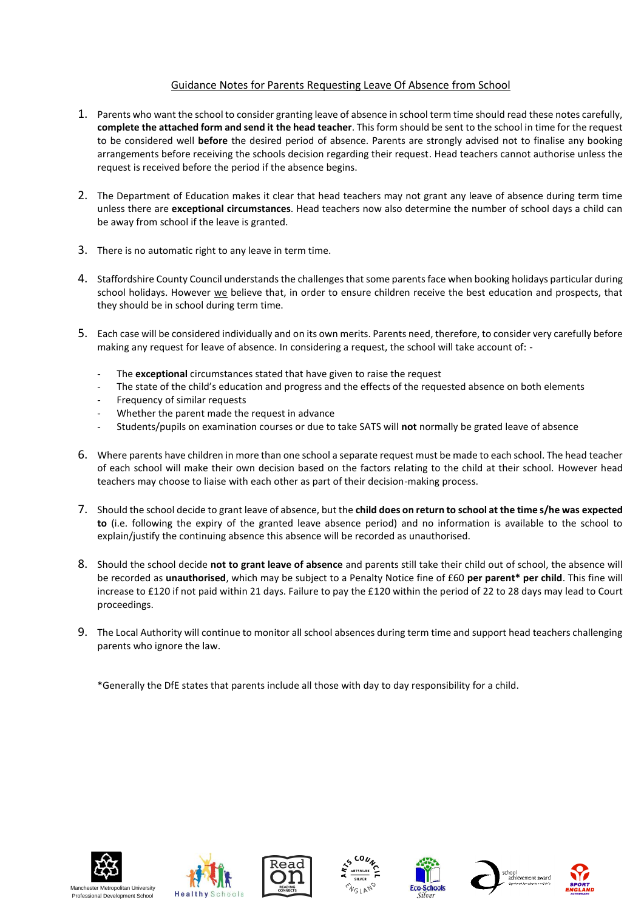## Guidance Notes for Parents Requesting Leave Of Absence from School

1. Parents who want the school to consider granting leave of absence in school term time should read these notes carefully, **complete the attached form and send it the head teacher**. This form should be sent to the school in time for the request to be considered well **before** the desired period of absence. Parents are strongly advised not to finalise any booking arrangements before receiving the schools decision regarding their request. Head teachers cannot authorise unless the request is received before the period if the absence begins.

2. The Department of Education makes it clear that head teachers may not grant any leave of absence during term time unless there are **exceptional circumstances**. Head teachers now also determine the number of school days a child can be away from school if the leave is granted.

3. There is no automatic right to any leave in term time.

4. Staffordshire County Council understands the challenges that some parents face when booking holidays particular during school holidays. However <u>we</u> believe that, in order to ensure children receive the best education and prospects, that they should be in school during term time.

5. Each case will be considered individually and on its own merits. Parents need, therefore, to consider very carefully before making any request for leave of absence. In considering a request, the school will take account of: -

   - The **exceptional** circumstances stated that have given to raise the request
   - The state of the child's education and progress and the effects of the requested absence on both elements
   - Frequency of similar requests
   - Whether the parent made the request in advance
   - Students/pupils on examination courses or due to take SATS will **not** normally be grated leave of absence

6. Where parents have children in more than one school a separate request must be made to each school. The head teacher of each school will make their own decision based on the factors relating to the child at their school. However head teachers may choose to liaise with each other as part of their decision-making process.

7. Should the school decide to grant leave of absence, but the **child does on return to school at the time s/he was expected to** (i.e. following the expiry of the granted leave absence period) and no information is available to the school to explain/justify the continuing absence this absence will be recorded as unauthorised.

8. Should the school decide **not to grant leave of absence** and parents still take their child out of school, the absence will be recorded as **unauthorised**, which may be subject to a Penalty Notice fine of £60 **per parent\* per child**. This fine will increase to £120 if not paid within 21 days. Failure to pay the £120 within the period of 22 to 28 days may lead to Court proceedings.

9. The Local Authority will continue to monitor all school absences during term time and support head teachers challenging parents who ignore the law.

*Generally the DfE states that parents include all those with day to day responsibility for a child.

Manchester Metropolitan University Professional Development School